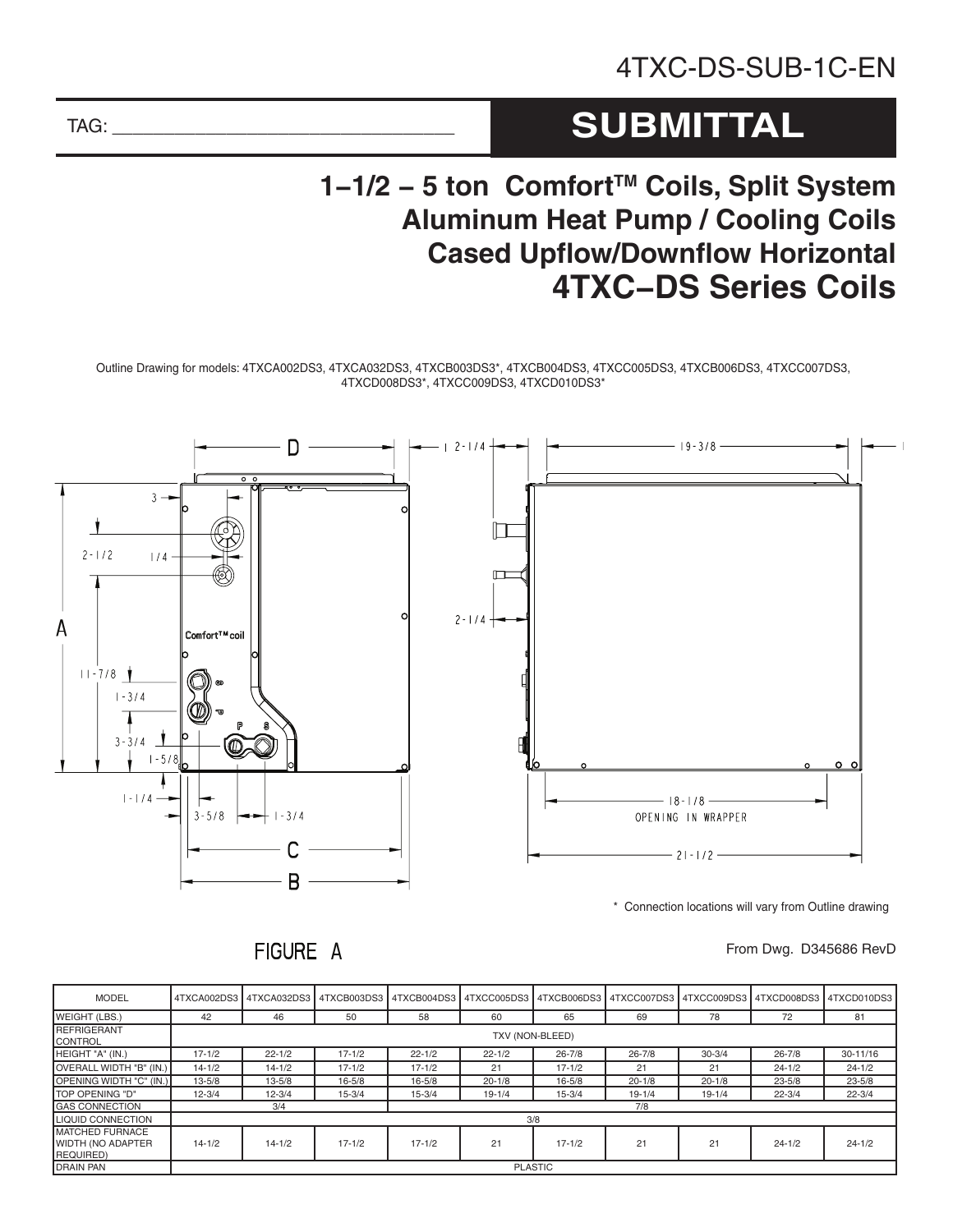4TXC-DS-SUB-1C-EN

TAG: ___________________________________

# SUBMITTAL

## 1–1/2 – 5 ton Comfort™ Coils, Split System Aluminum Heat Pump / Cooling Coils Cased Upflow/Downflow Horizontal 4TXC–DS Series Coils

Outline Drawing for models: 4TXCA002DS3, 4TXCA032DS3, 4TXCB003DS3*, 4TXCB004DS3, 4TXCC005DS3, 4TXCB006DS3, 4TXCC007DS3, 4TXCD008DS3*, 4TXCC009DS3, 4TXCD010DS3*

\* Connection locations will vary from Outline drawing

FIGURE A

From Dwg. D345686 RevD

| MODEL | 4TXCA002DS3 | 4TXCA032DS3 | 4TXCB003DS3 | 4TXCB004DS3 | 4TXCC005DS3 | 4TXCB006DS3 | 4TXCC007DS3 | 4TXCC009DS3 | 4TXCD008DS3 | 4TXCD010DS3 |
|---|---|---|---|---|---|---|---|---|---|---|
| WEIGHT (LBS.) | 42 | 46 | 50 | 58 | 60 | 65 | 69 | 78 | 72 | 81 |
| REFRIGERANT CONTROL | TXV (NON-BLEED) | | | | | | | | | |
| HEIGHT "A" (IN.) | 17-1/2 | 22-1/2 | 17-1/2 | 22-1/2 | 22-1/2 | 26-7/8 | 26-7/8 | 30-3/4 | 26-7/8 | 30-11/16 |
| OVERALL WIDTH "B" (IN.) | 14-1/2 | 14-1/2 | 17-1/2 | 17-1/2 | 21 | 17-1/2 | 21 | 21 | 24-1/2 | 24-1/2 |
| OPENING WIDTH "C" (IN.) | 13-5/8 | 13-5/8 | 16-5/8 | 16-5/8 | 20-1/8 | 16-5/8 | 20-1/8 | 20-1/8 | 23-5/8 | 23-5/8 |
| TOP OPENING "D" | 12-3/4 | 12-3/4 | 15-3/4 | 15-3/4 | 19-1/4 | 15-3/4 | 19-1/4 | 19-1/4 | 22-3/4 | 22-3/4 |
| GAS CONNECTION | 3/4 | | 7/8 | | | | | | | |
| LIQUID CONNECTION | 3/8 | | | | | | | | | |
| MATCHED FURNACE WIDTH (NO ADAPTER REQUIRED) | 14-1/2 | 14-1/2 | 17-1/2 | 17-1/2 | 21 | 17-1/2 | 21 | 21 | 24-1/2 | 24-1/2 |
| DRAIN PAN | PLASTIC | | | | | | | | | |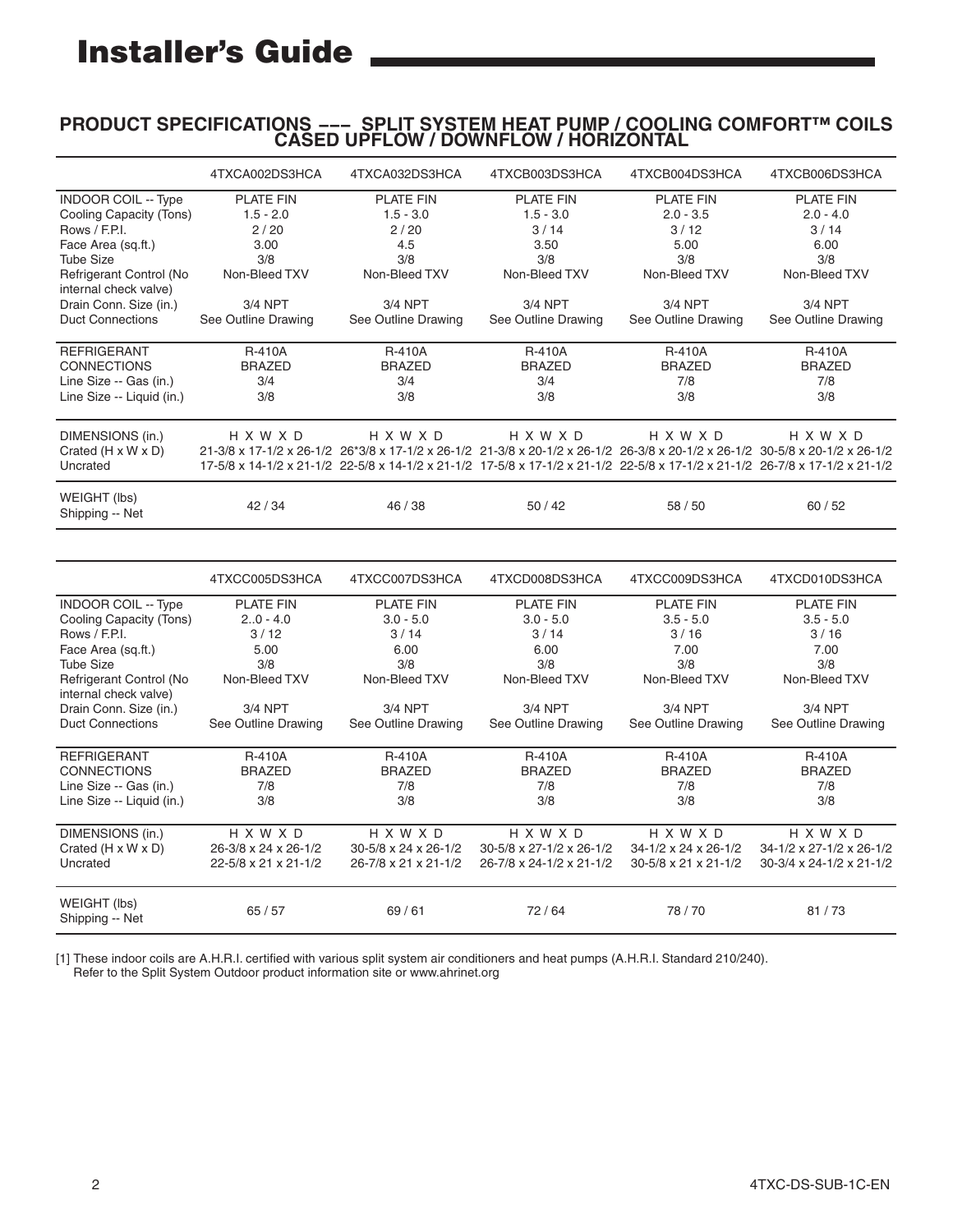## PRODUCT SPECIFICATIONS ––– SPLIT SYSTEM HEAT PUMP / COOLING COMFORT™ COILS CASED UPFLOW / DOWNFLOW / HORIZONTAL

| | 4TXCA002DS3HCA | 4TXCA032DS3HCA | 4TXCB003DS3HCA | 4TXCB004DS3HCA | 4TXCB006DS3HCA |
|---|---|---|---|---|---|
| INDOOR COIL -- Type | PLATE FIN | PLATE FIN | PLATE FIN | PLATE FIN | PLATE FIN |
| Cooling Capacity (Tons) | 1.5 - 2.0 | 1.5 - 3.0 | 1.5 - 3.0 | 2.0 - 3.5 | 2.0 - 4.0 |
| Rows / F.P.I. | 2 / 20 | 2 / 20 | 3 / 14 | 3 / 12 | 3 / 14 |
| Face Area (sq.ft.) | 3.00 | 4.5 | 3.50 | 5.00 | 6.00 |
| Tube Size | 3/8 | 3/8 | 3/8 | 3/8 | 3/8 |
| Refrigerant Control (No internal check valve) | Non-Bleed TXV | Non-Bleed TXV | Non-Bleed TXV | Non-Bleed TXV | Non-Bleed TXV |
| Drain Conn. Size (in.) | 3/4 NPT | 3/4 NPT | 3/4 NPT | 3/4 NPT | 3/4 NPT |
| Duct Connections | See Outline Drawing | See Outline Drawing | See Outline Drawing | See Outline Drawing | See Outline Drawing |
| REFRIGERANT | R-410A | R-410A | R-410A | R-410A | R-410A |
| CONNECTIONS | BRAZED | BRAZED | BRAZED | BRAZED | BRAZED |
| Line Size -- Gas (in.) | 3/4 | 3/4 | 3/4 | 7/8 | 7/8 |
| Line Size -- Liquid (in.) | 3/8 | 3/8 | 3/8 | 3/8 | 3/8 |
| DIMENSIONS (in.) | H X W X D | H X W X D | H X W X D | H X W X D | H X W X D |
| Crated (H x W x D) | 21-3/8 x 17-1/2 x 26-1/2 | 26*3/8 x 17-1/2 x 26-1/2 | 21-3/8 x 20-1/2 x 26-1/2 | 26-3/8 x 20-1/2 x 26-1/2 | 30-5/8 x 20-1/2 x 26-1/2 |
| Uncrated | 17-5/8 x 14-1/2 x 21-1/2 | 22-5/8 x 14-1/2 x 21-1/2 | 17-5/8 x 17-1/2 x 21-1/2 | 22-5/8 x 17-1/2 x 21-1/2 | 26-7/8 x 17-1/2 x 21-1/2 |
| WEIGHT (lbs) Shipping -- Net | 42 / 34 | 46 / 38 | 50 / 42 | 58 / 50 | 60 / 52 |

| | 4TXCC005DS3HCA | 4TXCC007DS3HCA | 4TXCD008DS3HCA | 4TXCC009DS3HCA | 4TXCD010DS3HCA |
|---|---|---|---|---|---|
| INDOOR COIL -- Type | PLATE FIN | PLATE FIN | PLATE FIN | PLATE FIN | PLATE FIN |
| Cooling Capacity (Tons) | 2..0 - 4.0 | 3.0 - 5.0 | 3.0 - 5.0 | 3.5 - 5.0 | 3.5 - 5.0 |
| Rows / F.P.I. | 3 / 12 | 3 / 14 | 3 / 14 | 3 / 16 | 3 / 16 |
| Face Area (sq.ft.) | 5.00 | 6.00 | 6.00 | 7.00 | 7.00 |
| Tube Size | 3/8 | 3/8 | 3/8 | 3/8 | 3/8 |
| Refrigerant Control (No internal check valve) | Non-Bleed TXV | Non-Bleed TXV | Non-Bleed TXV | Non-Bleed TXV | Non-Bleed TXV |
| Drain Conn. Size (in.) | 3/4 NPT | 3/4 NPT | 3/4 NPT | 3/4 NPT | 3/4 NPT |
| Duct Connections | See Outline Drawing | See Outline Drawing | See Outline Drawing | See Outline Drawing | See Outline Drawing |
| REFRIGERANT | R-410A | R-410A | R-410A | R-410A | R-410A |
| CONNECTIONS | BRAZED | BRAZED | BRAZED | BRAZED | BRAZED |
| Line Size -- Gas (in.) | 7/8 | 7/8 | 7/8 | 7/8 | 7/8 |
| Line Size -- Liquid (in.) | 3/8 | 3/8 | 3/8 | 3/8 | 3/8 |
| DIMENSIONS (in.) | H X W X D | H X W X D | H X W X D | H X W X D | H X W X D |
| Crated (H x W x D) | 26-3/8 x 24 x 26-1/2 | 30-5/8 x 24 x 26-1/2 | 30-5/8 x 27-1/2 x 26-1/2 | 34-1/2 x 24 x 26-1/2 | 34-1/2 x 27-1/2 x 26-1/2 |
| Uncrated | 22-5/8 x 21 x 21-1/2 | 26-7/8 x 21 x 21-1/2 | 26-7/8 x 24-1/2 x 21-1/2 | 30-5/8 x 21 x 21-1/2 | 30-3/4 x 24-1/2 x 21-1/2 |
| WEIGHT (lbs) Shipping -- Net | 65 / 57 | 69 / 61 | 72 / 64 | 78 / 70 | 81 / 73 |

[1] These indoor coils are A.H.R.I. certified with various split system air conditioners and heat pumps (A.H.R.I. Standard 210/240). Refer to the Split System Outdoor product information site or www.ahrinet.org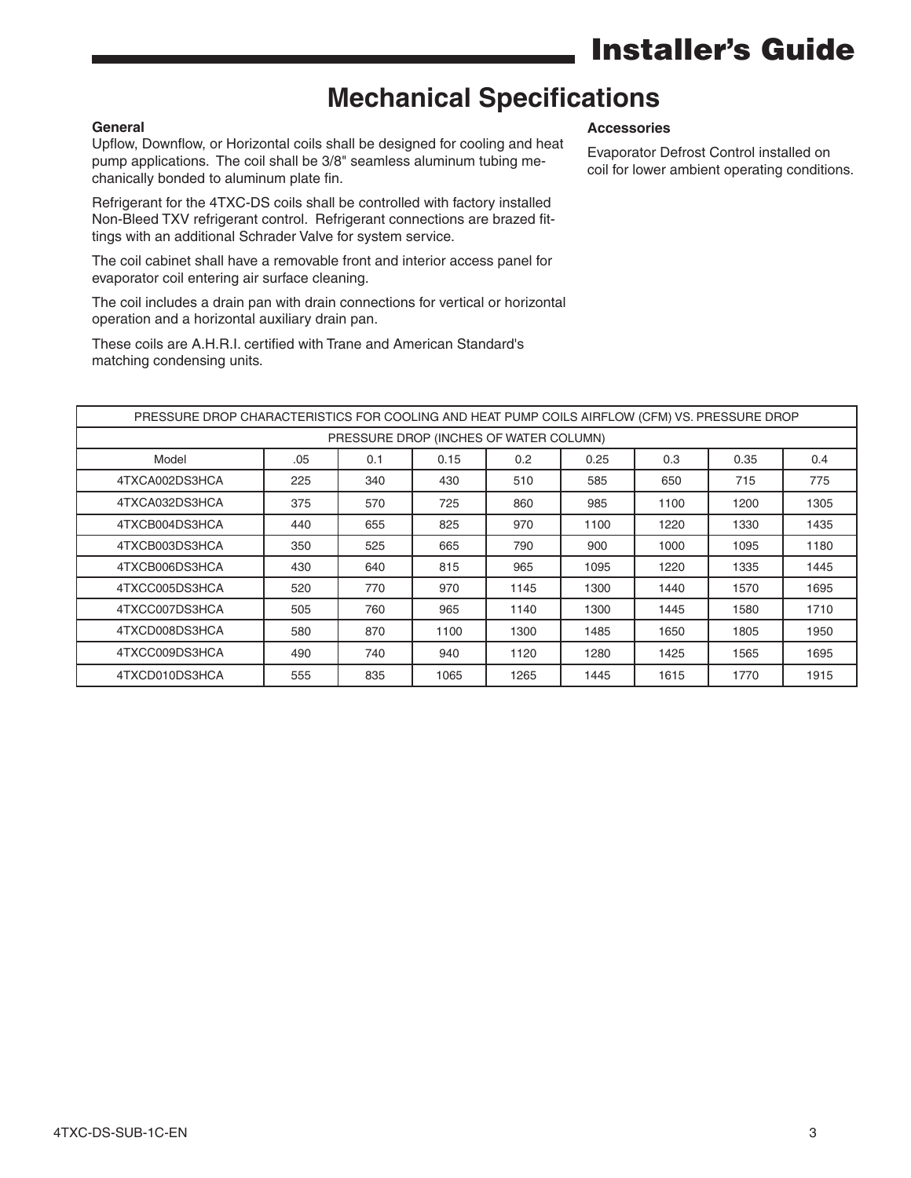# Mechanical Specifications

### General

Upflow, Downflow, or Horizontal coils shall be designed for cooling and heat pump applications. The coil shall be 3/8" seamless aluminum tubing mechanically bonded to aluminum plate fin.

Refrigerant for the 4TXC-DS coils shall be controlled with factory installed Non-Bleed TXV refrigerant control. Refrigerant connections are brazed fittings with an additional Schrader Valve for system service.

The coil cabinet shall have a removable front and interior access panel for evaporator coil entering air surface cleaning.

The coil includes a drain pan with drain connections for vertical or horizontal operation and a horizontal auxiliary drain pan.

These coils are A.H.R.I. certified with Trane and American Standard's matching condensing units.

### Accessories

Evaporator Defrost Control installed on coil for lower ambient operating conditions.

| PRESSURE DROP CHARACTERISTICS FOR COOLING AND HEAT PUMP COILS AIRFLOW (CFM) VS. PRESSURE DROP | | | | | | | | |
|---|---|---|---|---|---|---|---|---|
| PRESSURE DROP (INCHES OF WATER COLUMN) | | | | | | | | |
| Model | .05 | 0.1 | 0.15 | 0.2 | 0.25 | 0.3 | 0.35 | 0.4 |
| 4TXCA002DS3HCA | 225 | 340 | 430 | 510 | 585 | 650 | 715 | 775 |
| 4TXCA032DS3HCA | 375 | 570 | 725 | 860 | 985 | 1100 | 1200 | 1305 |
| 4TXCB004DS3HCA | 440 | 655 | 825 | 970 | 1100 | 1220 | 1330 | 1435 |
| 4TXCB003DS3HCA | 350 | 525 | 665 | 790 | 900 | 1000 | 1095 | 1180 |
| 4TXCB006DS3HCA | 430 | 640 | 815 | 965 | 1095 | 1220 | 1335 | 1445 |
| 4TXCC005DS3HCA | 520 | 770 | 970 | 1145 | 1300 | 1440 | 1570 | 1695 |
| 4TXCC007DS3HCA | 505 | 760 | 965 | 1140 | 1300 | 1445 | 1580 | 1710 |
| 4TXCD008DS3HCA | 580 | 870 | 1100 | 1300 | 1485 | 1650 | 1805 | 1950 |
| 4TXCC009DS3HCA | 490 | 740 | 940 | 1120 | 1280 | 1425 | 1565 | 1695 |
| 4TXCD010DS3HCA | 555 | 835 | 1065 | 1265 | 1445 | 1615 | 1770 | 1915 |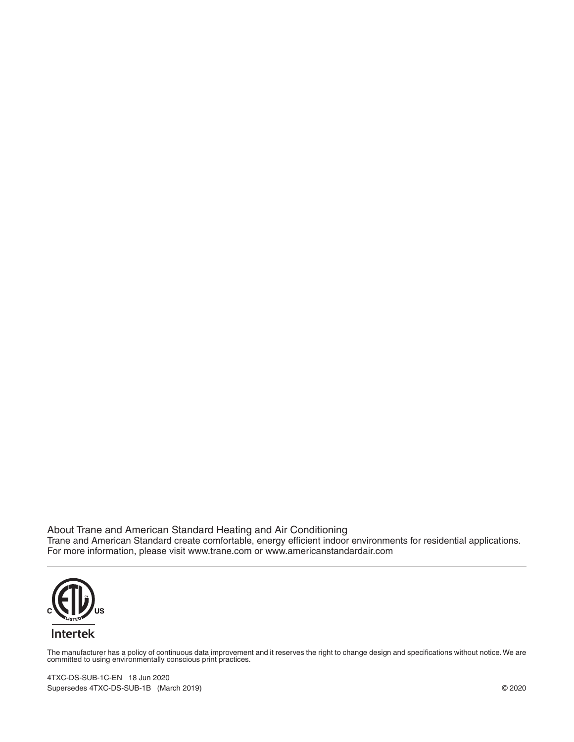About Trane and American Standard Heating and Air Conditioning

Trane and American Standard create comfortable, energy efficient indoor environments for residential applications. For more information, please visit www.trane.com or www.americanstandardair.com

C US LISTED

Intertek

The manufacturer has a policy of continuous data improvement and it reserves the right to change design and specifications without notice. We are committed to using environmentally conscious print practices.

4TXC-DS-SUB-1C-EN 18 Jun 2020
Supersedes 4TXC-DS-SUB-1B (March 2019)

© 2020